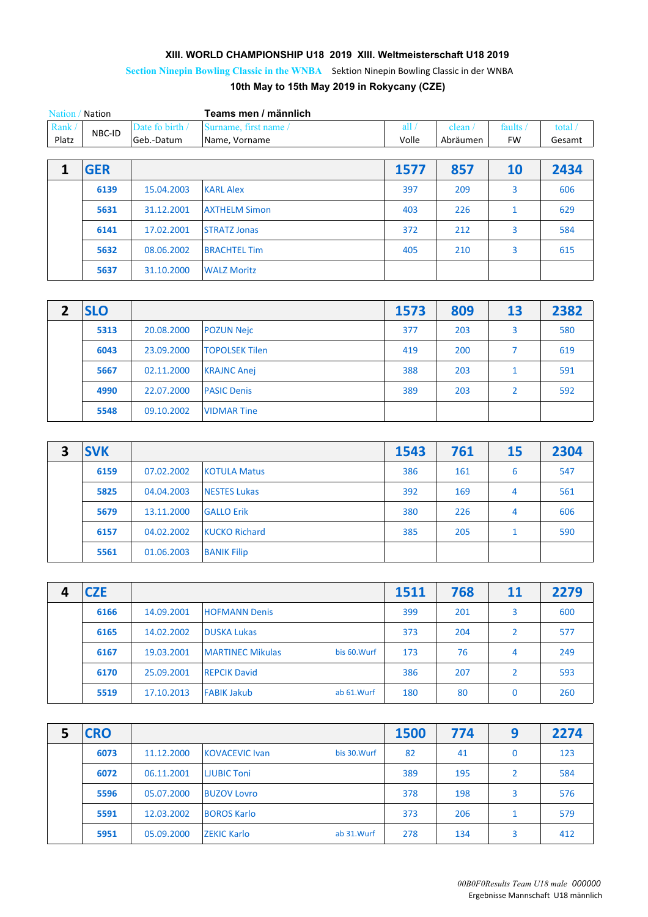# XIII. WORLD CHAMPIONSHIP U18 2019 XIII. Weltmeisterschaft U18 2019

**Section Ninepin Bowling Classic in the WNBA** Sektion Ninepin Bowling Classic in der WNBA

**10th May to 15th May 2019 in Rokycany (CZE)**

Nation / Nation — **Teams men / männlich**

| Rank / Platz | NBC-ID | Date fo birth / Geb.-Datum | Surname, first name / Name, Vorname | | all / Volle | clean / Abräumen | faults / FW | total / Gesamt |
|---|---|---|---|---|---|---|---|---|
| **1** | **GER** | | | | **1577** | **857** | **10** | **2434** |
| | 6139 | 15.04.2003 | KARL Alex | | 397 | 209 | 3 | 606 |
| | 5631 | 31.12.2001 | AXTHELM Simon | | 403 | 226 | 1 | 629 |
| | 6141 | 17.02.2001 | STRATZ Jonas | | 372 | 212 | 3 | 584 |
| | 5632 | 08.06.2002 | BRACHTEL Tim | | 405 | 210 | 3 | 615 |
| | 5637 | 31.10.2000 | WALZ Moritz | | | | | |
| **2** | **SLO** | | | | **1573** | **809** | **13** | **2382** |
| | 5313 | 20.08.2000 | POZUN Nejc | | 377 | 203 | 3 | 580 |
| | 6043 | 23.09.2000 | TOPOLSEK Tilen | | 419 | 200 | 7 | 619 |
| | 5667 | 02.11.2000 | KRAJNC Anej | | 388 | 203 | 1 | 591 |
| | 4990 | 22.07.2000 | PASIC Denis | | 389 | 203 | 2 | 592 |
| | 5548 | 09.10.2002 | VIDMAR Tine | | | | | |
| **3** | **SVK** | | | | **1543** | **761** | **15** | **2304** |
| | 6159 | 07.02.2002 | KOTULA Matus | | 386 | 161 | 6 | 547 |
| | 5825 | 04.04.2003 | NESTES Lukas | | 392 | 169 | 4 | 561 |
| | 5679 | 13.11.2000 | GALLO Erik | | 380 | 226 | 4 | 606 |
| | 6157 | 04.02.2002 | KUCKO Richard | | 385 | 205 | 1 | 590 |
| | 5561 | 01.06.2003 | BANIK Filip | | | | | |
| **4** | **CZE** | | | | **1511** | **768** | **11** | **2279** |
| | 6166 | 14.09.2001 | HOFMANN Denis | | 399 | 201 | 3 | 600 |
| | 6165 | 14.02.2002 | DUSKA Lukas | | 373 | 204 | 2 | 577 |
| | 6167 | 19.03.2001 | MARTINEC Mikulas | bis 60.Wurf | 173 | 76 | 4 | 249 |
| | 6170 | 25.09.2001 | REPCIK David | | 386 | 207 | 2 | 593 |
| | 5519 | 17.10.2013 | FABIK Jakub | ab 61.Wurf | 180 | 80 | 0 | 260 |
| **5** | **CRO** | | | | **1500** | **774** | **9** | **2274** |
| | 6073 | 11.12.2000 | KOVACEVIC Ivan | bis 30.Wurf | 82 | 41 | 0 | 123 |
| | 6072 | 06.11.2001 | LJUBIC Toni | | 389 | 195 | 2 | 584 |
| | 5596 | 05.07.2000 | BUZOV Lovro | | 378 | 198 | 3 | 576 |
| | 5591 | 12.03.2002 | BOROS Karlo | | 373 | 206 | 1 | 579 |
| | 5951 | 05.09.2000 | ZEKIC Karlo | ab 31.Wurf | 278 | 134 | 3 | 412 |

*00B0F0Results Team U18 male 000000*
Ergebnisse Mannschaft U18 männlich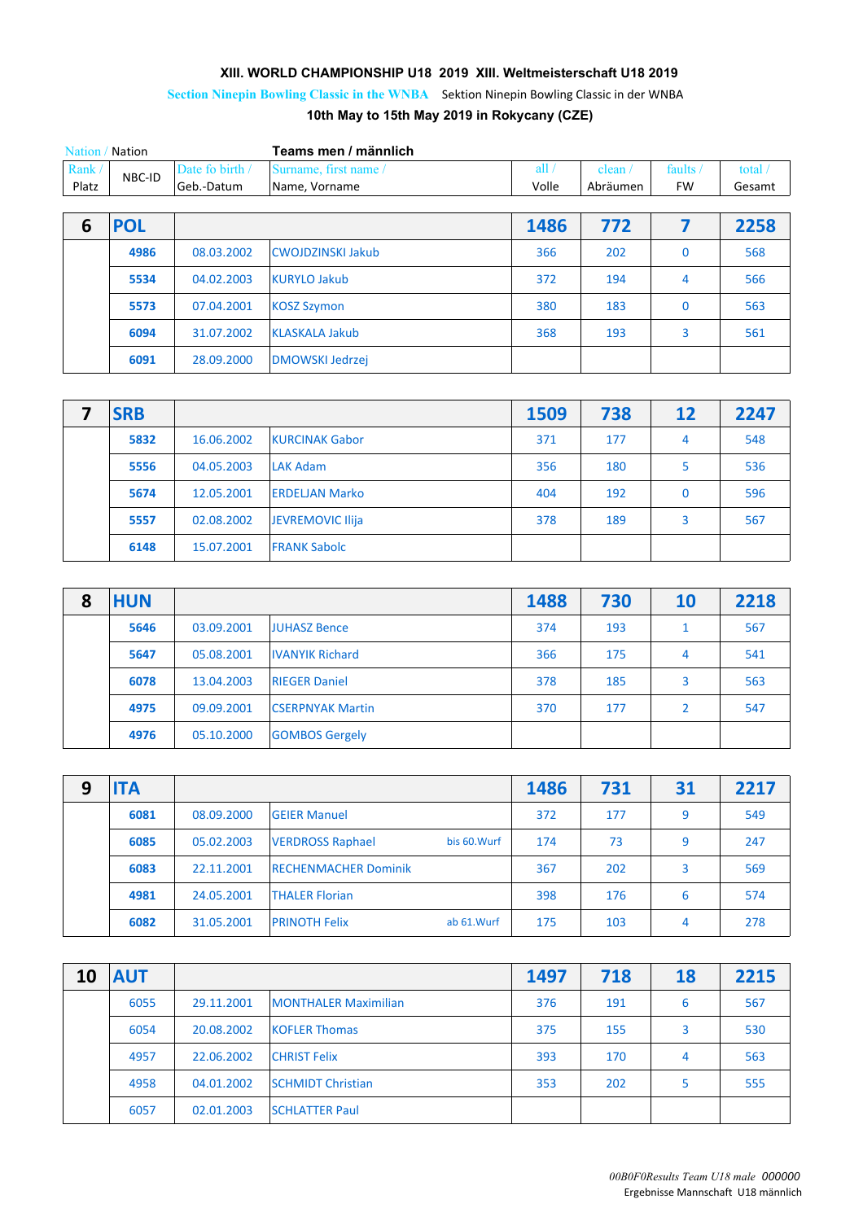**XIII. WORLD CHAMPIONSHIP U18 2019 XIII. Weltmeisterschaft U18 2019**

Section Ninepin Bowling Classic in the WNBA Sektion Ninepin Bowling Classic in der WNBA

**10th May to 15th May 2019 in Rokycany (CZE)**

Nation / Nation — **Teams men / männlich**

| Rank / Platz | NBC-ID | Date fo birth / Geb.-Datum | Surname, first name / Name, Vorname | | all / Volle | clean / Abräumen | faults / FW | total / Gesamt |
|---|---|---|---|---|---|---|---|---|
| **6** | **POL** | | | | **1486** | **772** | **7** | **2258** |
| | 4986 | 08.03.2002 | CWOJDZINSKI Jakub | | 366 | 202 | 0 | 568 |
| | 5534 | 04.02.2003 | KURYLO Jakub | | 372 | 194 | 4 | 566 |
| | 5573 | 07.04.2001 | KOSZ Szymon | | 380 | 183 | 0 | 563 |
| | 6094 | 31.07.2002 | KLASKALA Jakub | | 368 | 193 | 3 | 561 |
| | 6091 | 28.09.2000 | DMOWSKI Jedrzej | | | | | |
| **7** | **SRB** | | | | **1509** | **738** | **12** | **2247** |
| | 5832 | 16.06.2002 | KURCINAK Gabor | | 371 | 177 | 4 | 548 |
| | 5556 | 04.05.2003 | LAK Adam | | 356 | 180 | 5 | 536 |
| | 5674 | 12.05.2001 | ERDELJAN Marko | | 404 | 192 | 0 | 596 |
| | 5557 | 02.08.2002 | JEVREMOVIC Ilija | | 378 | 189 | 3 | 567 |
| | 6148 | 15.07.2001 | FRANK Sabolc | | | | | |
| **8** | **HUN** | | | | **1488** | **730** | **10** | **2218** |
| | 5646 | 03.09.2001 | JUHASZ Bence | | 374 | 193 | 1 | 567 |
| | 5647 | 05.08.2001 | IVANYIK Richard | | 366 | 175 | 4 | 541 |
| | 6078 | 13.04.2003 | RIEGER Daniel | | 378 | 185 | 3 | 563 |
| | 4975 | 09.09.2001 | CSERPNYAK Martin | | 370 | 177 | 2 | 547 |
| | 4976 | 05.10.2000 | GOMBOS Gergely | | | | | |
| **9** | **ITA** | | | | **1486** | **731** | **31** | **2217** |
| | 6081 | 08.09.2000 | GEIER Manuel | | 372 | 177 | 9 | 549 |
| | 6085 | 05.02.2003 | VERDROSS Raphael | bis 60.Wurf | 174 | 73 | 9 | 247 |
| | 6083 | 22.11.2001 | RECHENMACHER Dominik | | 367 | 202 | 3 | 569 |
| | 4981 | 24.05.2001 | THALER Florian | | 398 | 176 | 6 | 574 |
| | 6082 | 31.05.2001 | PRINOTH Felix | ab 61.Wurf | 175 | 103 | 4 | 278 |
| **10** | **AUT** | | | | **1497** | **718** | **18** | **2215** |
| | 6055 | 29.11.2001 | MONTHALER Maximilian | | 376 | 191 | 6 | 567 |
| | 6054 | 20.08.2002 | KOFLER Thomas | | 375 | 155 | 3 | 530 |
| | 4957 | 22.06.2002 | CHRIST Felix | | 393 | 170 | 4 | 563 |
| | 4958 | 04.01.2002 | SCHMIDT Christian | | 353 | 202 | 5 | 555 |
| | 6057 | 02.01.2003 | SCHLATTER Paul | | | | | |

*00B0F0Results Team U18 male 000000*
Ergebnisse Mannschaft U18 männlich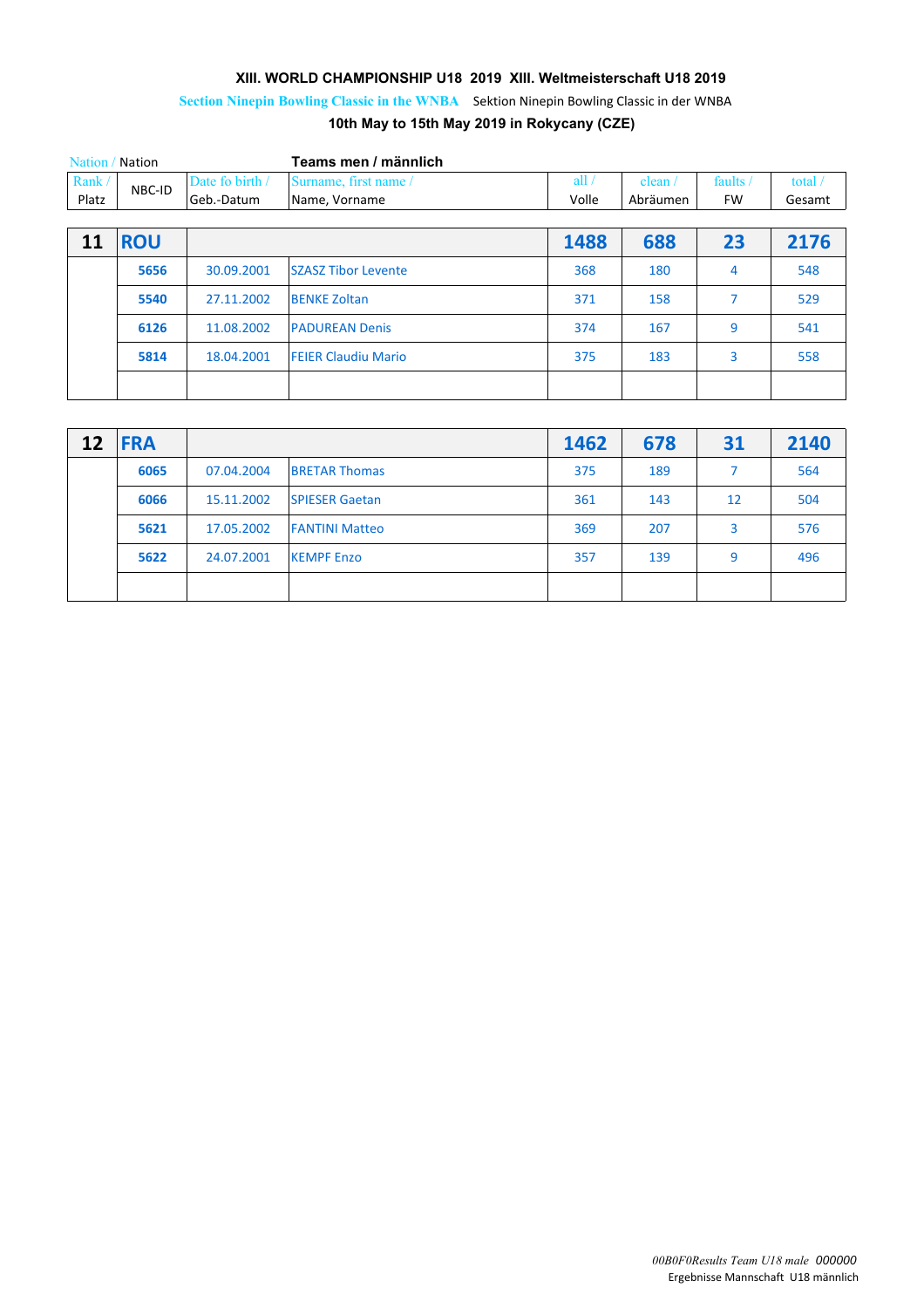**XIII. WORLD CHAMPIONSHIP U18 2019 XIII. Weltmeisterschaft U18 2019**

**Section Ninepin Bowling Classic in the WNBA** Sektion Ninepin Bowling Classic in der WNBA

**10th May to 15th May 2019 in Rokycany (CZE)**

Nation / Nation **Teams men / männlich**

| Rank / Platz | NBC-ID | Date fo birth / Geb.-Datum | Surname, first name / Name, Vorname | all / Volle | clean / Abräumen | faults / FW | total / Gesamt |
|---|---|---|---|---|---|---|---|
| **11** | **ROU** | | | **1488** | **688** | **23** | **2176** |
| | **5656** | 30.09.2001 | SZASZ Tibor Levente | 368 | 180 | 4 | 548 |
| | **5540** | 27.11.2002 | BENKE Zoltan | 371 | 158 | 7 | 529 |
| | **6126** | 11.08.2002 | PADUREAN Denis | 374 | 167 | 9 | 541 |
| | **5814** | 18.04.2001 | FEIER Claudiu Mario | 375 | 183 | 3 | 558 |
| | | | | | | | |
| **12** | **FRA** | | | **1462** | **678** | **31** | **2140** |
| | **6065** | 07.04.2004 | BRETAR Thomas | 375 | 189 | 7 | 564 |
| | **6066** | 15.11.2002 | SPIESER Gaetan | 361 | 143 | 12 | 504 |
| | **5621** | 17.05.2002 | FANTINI Matteo | 369 | 207 | 3 | 576 |
| | **5622** | 24.07.2001 | KEMPF Enzo | 357 | 139 | 9 | 496 |
| | | | | | | | |

*00B0F0Results Team U18 male* *000000*
Ergebnisse Mannschaft U18 männlich